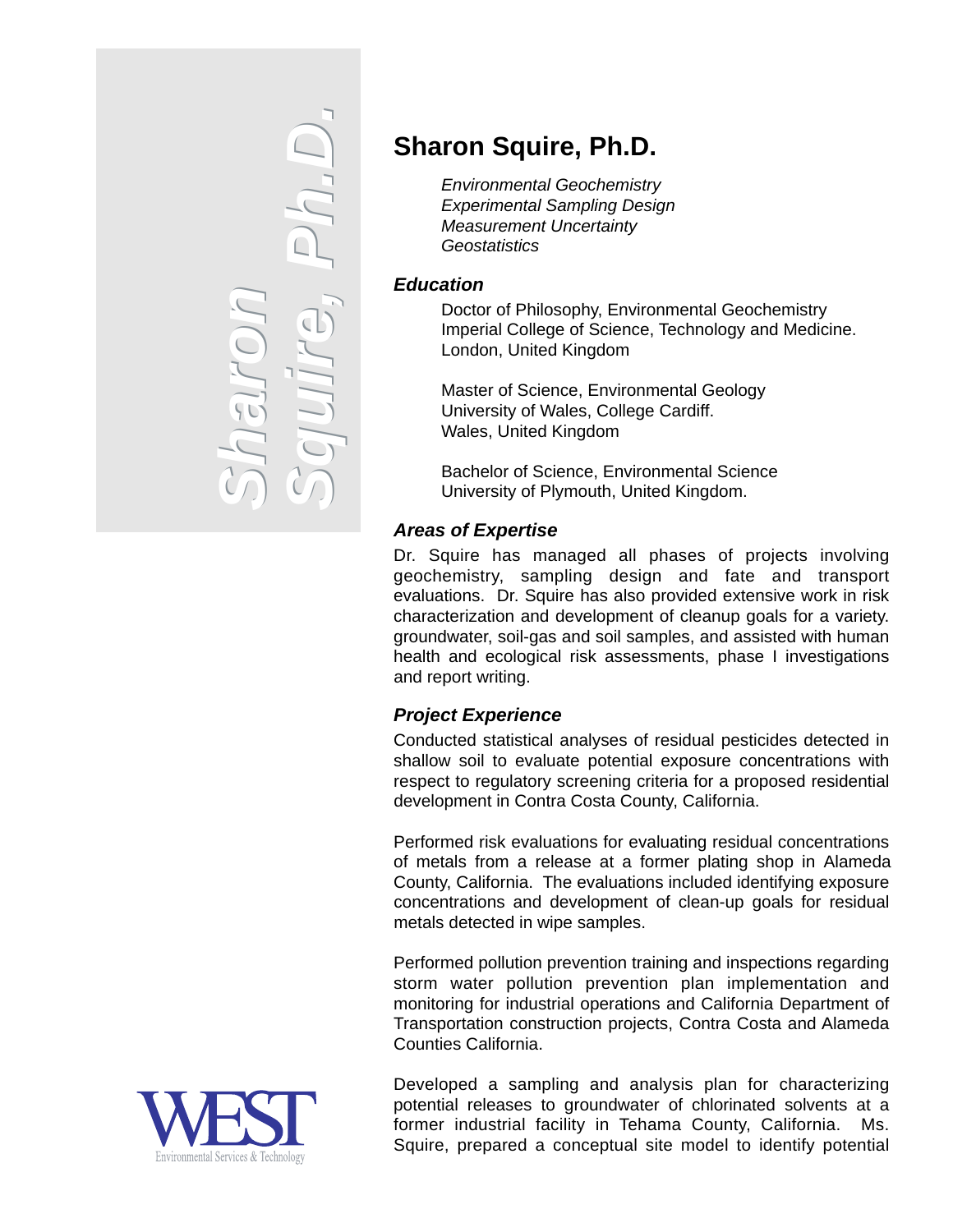# Sharon Squire, Ph.D.

*Environmental Geochemistry*
*Experimental Sampling Design*
*Measurement Uncertainty*
*Geostatistics*

### *Education*

Doctor of Philosophy, Environmental Geochemistry
Imperial College of Science, Technology and Medicine.
London, United Kingdom

Master of Science, Environmental Geology
University of Wales, College Cardiff.
Wales, United Kingdom

Bachelor of Science, Environmental Science
University of Plymouth, United Kingdom.

### *Areas of Expertise*

Dr. Squire has managed all phases of projects involving geochemistry, sampling design and fate and transport evaluations. Dr. Squire has also provided extensive work in risk characterization and development of cleanup goals for a variety. groundwater, soil-gas and soil samples, and assisted with human health and ecological risk assessments, phase I investigations and report writing.

### *Project Experience*

Conducted statistical analyses of residual pesticides detected in shallow soil to evaluate potential exposure concentrations with respect to regulatory screening criteria for a proposed residential development in Contra Costa County, California.

Performed risk evaluations for evaluating residual concentrations of metals from a release at a former plating shop in Alameda County, California. The evaluations included identifying exposure concentrations and development of clean-up goals for residual metals detected in wipe samples.

Performed pollution prevention training and inspections regarding storm water pollution prevention plan implementation and monitoring for industrial operations and California Department of Transportation construction projects, Contra Costa and Alameda Counties California.

Developed a sampling and analysis plan for characterizing potential releases to groundwater of chlorinated solvents at a former industrial facility in Tehama County, California. Ms. Squire, prepared a conceptual site model to identify potential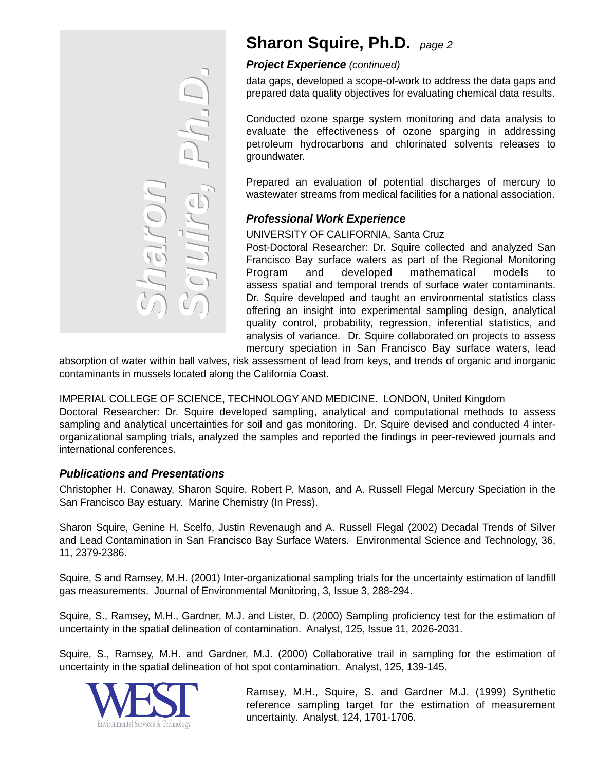# Sharon Squire, Ph.D. *page 2*

### *Project Experience (continued)*

data gaps, developed a scope-of-work to address the data gaps and prepared data quality objectives for evaluating chemical data results.

Conducted ozone sparge system monitoring and data analysis to evaluate the effectiveness of ozone sparging in addressing petroleum hydrocarbons and chlorinated solvents releases to groundwater.

Prepared an evaluation of potential discharges of mercury to wastewater streams from medical facilities for a national association.

### *Professional Work Experience*

UNIVERSITY OF CALIFORNIA, Santa Cruz
Post-Doctoral Researcher: Dr. Squire collected and analyzed San Francisco Bay surface waters as part of the Regional Monitoring Program and developed mathematical models to assess spatial and temporal trends of surface water contaminants. Dr. Squire developed and taught an environmental statistics class offering an insight into experimental sampling design, analytical quality control, probability, regression, inferential statistics, and analysis of variance. Dr. Squire collaborated on projects to assess mercury speciation in San Francisco Bay surface waters, lead absorption of water within ball valves, risk assessment of lead from keys, and trends of organic and inorganic contaminants in mussels located along the California Coast.

IMPERIAL COLLEGE OF SCIENCE, TECHNOLOGY AND MEDICINE. LONDON, United Kingdom
Doctoral Researcher: Dr. Squire developed sampling, analytical and computational methods to assess sampling and analytical uncertainties for soil and gas monitoring. Dr. Squire devised and conducted 4 inter-organizational sampling trials, analyzed the samples and reported the findings in peer-reviewed journals and international conferences.

### *Publications and Presentations*

Christopher H. Conaway, Sharon Squire, Robert P. Mason, and A. Russell Flegal Mercury Speciation in the San Francisco Bay estuary. Marine Chemistry (In Press).

Sharon Squire, Genine H. Scelfo, Justin Revenaugh and A. Russell Flegal (2002) Decadal Trends of Silver and Lead Contamination in San Francisco Bay Surface Waters. Environmental Science and Technology, 36, 11, 2379-2386.

Squire, S and Ramsey, M.H. (2001) Inter-organizational sampling trials for the uncertainty estimation of landfill gas measurements. Journal of Environmental Monitoring, 3, Issue 3, 288-294.

Squire, S., Ramsey, M.H., Gardner, M.J. and Lister, D. (2000) Sampling proficiency test for the estimation of uncertainty in the spatial delineation of contamination. Analyst, 125, Issue 11, 2026-2031.

Squire, S., Ramsey, M.H. and Gardner, M.J. (2000) Collaborative trail in sampling for the estimation of uncertainty in the spatial delineation of hot spot contamination. Analyst, 125, 139-145.

Ramsey, M.H., Squire, S. and Gardner M.J. (1999) Synthetic reference sampling target for the estimation of measurement uncertainty. Analyst, 124, 1701-1706.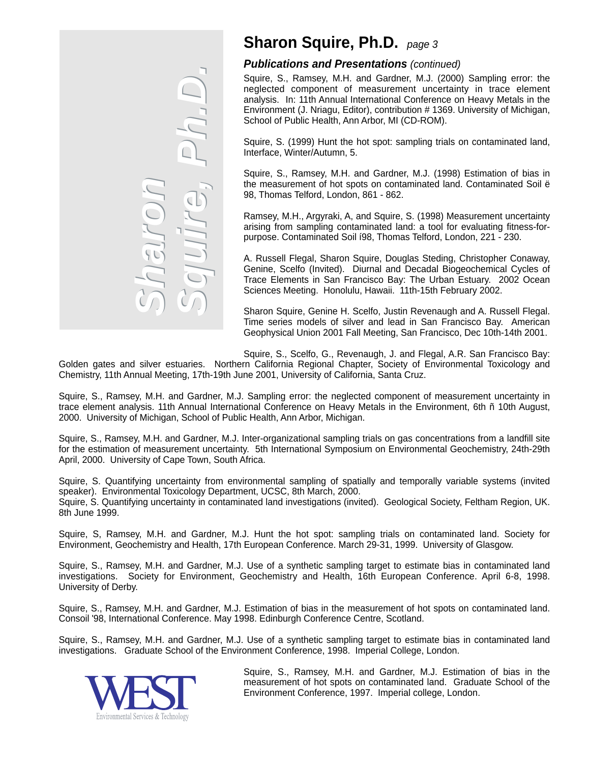# Sharon Squire, Ph.D. *page 3*

## ***Publications and Presentations*** *(continued)*

Squire, S., Ramsey, M.H. and Gardner, M.J. (2000) Sampling error: the neglected component of measurement uncertainty in trace element analysis. In: 11th Annual International Conference on Heavy Metals in the Environment (J. Nriagu, Editor), contribution # 1369. University of Michigan, School of Public Health, Ann Arbor, MI (CD-ROM).

Squire, S. (1999) Hunt the hot spot: sampling trials on contaminated land, Interface, Winter/Autumn, 5.

Squire, S., Ramsey, M.H. and Gardner, M.J. (1998) Estimation of bias in the measurement of hot spots on contaminated land. Contaminated Soil ë 98, Thomas Telford, London, 861 - 862.

Ramsey, M.H., Argyraki, A, and Squire, S. (1998) Measurement uncertainty arising from sampling contaminated land: a tool for evaluating fitness-for-purpose. Contaminated Soil í98, Thomas Telford, London, 221 - 230.

A. Russell Flegal, Sharon Squire, Douglas Steding, Christopher Conaway, Genine, Scelfo (Invited). Diurnal and Decadal Biogeochemical Cycles of Trace Elements in San Francisco Bay: The Urban Estuary. 2002 Ocean Sciences Meeting. Honolulu, Hawaii. 11th-15th February 2002.

Sharon Squire, Genine H. Scelfo, Justin Revenaugh and A. Russell Flegal. Time series models of silver and lead in San Francisco Bay. American Geophysical Union 2001 Fall Meeting, San Francisco, Dec 10th-14th 2001.

Squire, S., Scelfo, G., Revenaugh, J. and Flegal, A.R. San Francisco Bay: Golden gates and silver estuaries. Northern California Regional Chapter, Society of Environmental Toxicology and Chemistry, 11th Annual Meeting, 17th-19th June 2001, University of California, Santa Cruz.

Squire, S., Ramsey, M.H. and Gardner, M.J. Sampling error: the neglected component of measurement uncertainty in trace element analysis. 11th Annual International Conference on Heavy Metals in the Environment, 6th ñ 10th August, 2000. University of Michigan, School of Public Health, Ann Arbor, Michigan.

Squire, S., Ramsey, M.H. and Gardner, M.J. Inter-organizational sampling trials on gas concentrations from a landfill site for the estimation of measurement uncertainty. 5th International Symposium on Environmental Geochemistry, 24th-29th April, 2000. University of Cape Town, South Africa.

Squire, S. Quantifying uncertainty from environmental sampling of spatially and temporally variable systems (invited speaker). Environmental Toxicology Department, UCSC, 8th March, 2000.
Squire, S. Quantifying uncertainty in contaminated land investigations (invited). Geological Society, Feltham Region, UK. 8th June 1999.

Squire, S, Ramsey, M.H. and Gardner, M.J. Hunt the hot spot: sampling trials on contaminated land. Society for Environment, Geochemistry and Health, 17th European Conference. March 29-31, 1999. University of Glasgow.

Squire, S., Ramsey, M.H. and Gardner, M.J. Use of a synthetic sampling target to estimate bias in contaminated land investigations. Society for Environment, Geochemistry and Health, 16th European Conference. April 6-8, 1998. University of Derby.

Squire, S., Ramsey, M.H. and Gardner, M.J. Estimation of bias in the measurement of hot spots on contaminated land. Consoil '98, International Conference. May 1998. Edinburgh Conference Centre, Scotland.

Squire, S., Ramsey, M.H. and Gardner, M.J. Use of a synthetic sampling target to estimate bias in contaminated land investigations. Graduate School of the Environment Conference, 1998. Imperial College, London.

Squire, S., Ramsey, M.H. and Gardner, M.J. Estimation of bias in the measurement of hot spots on contaminated land. Graduate School of the Environment Conference, 1997. Imperial college, London.

WEST
Environmental Services & Technology